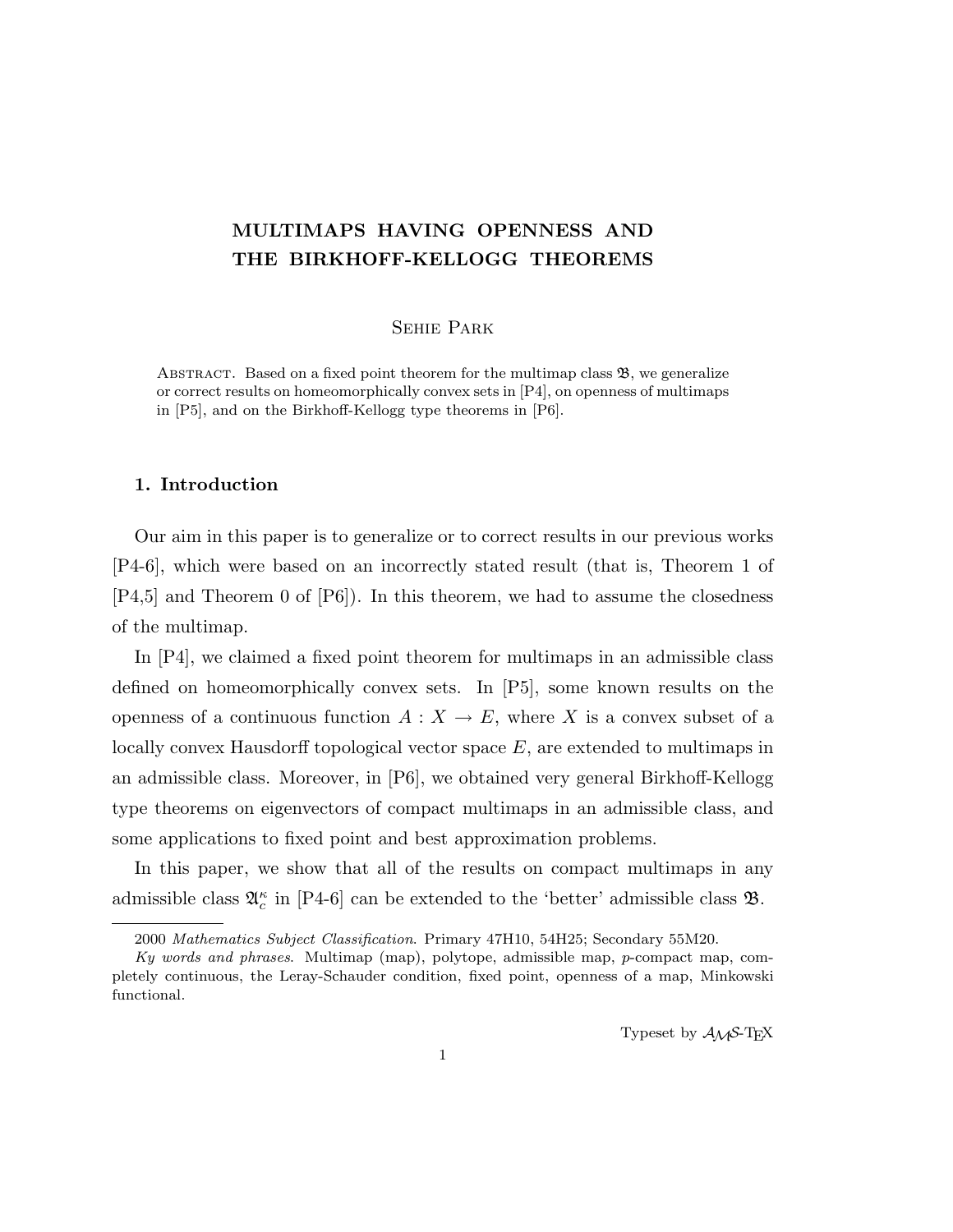# MULTIMAPS HAVING OPENNESS AND THE BIRKHOFF-KELLOGG THEOREMS

Sehie Park

Abstract. Based on a fixed point theorem for the multimap class $\mathfrak{B}$, we generalize or correct results on homeomorphically convex sets in [P4], on openness of multimaps in [P5], and on the Birkhoff-Kellogg type theorems in [P6].

## 1. Introduction

Our aim in this paper is to generalize or to correct results in our previous works [P4-6], which were based on an incorrectly stated result (that is, Theorem 1 of [P4,5] and Theorem 0 of [P6]). In this theorem, we had to assume the closedness of the multimap.

In [P4], we claimed a fixed point theorem for multimaps in an admissible class defined on homeomorphically convex sets. In [P5], some known results on the openness of a continuous function $A : X \to E$, where $X$ is a convex subset of a locally convex Hausdorff topological vector space $E$, are extended to multimaps in an admissible class. Moreover, in [P6], we obtained very general Birkhoff-Kellogg type theorems on eigenvectors of compact multimaps in an admissible class, and some applications to fixed point and best approximation problems.

In this paper, we show that all of the results on compact multimaps in any admissible class $\mathfrak{A}_c^\kappa$ in [P4-6] can be extended to the 'better' admissible class $\mathfrak{B}$.

---

2000 *Mathematics Subject Classification*. Primary 47H10, 54H25; Secondary 55M20.

*Ky words and phrases*. Multimap (map), polytope, admissible map, $p$-compact map, completely continuous, the Leray-Schauder condition, fixed point, openness of a map, Minkowski functional.

Typeset by $\mathcal{A}_\mathcal{M}\mathcal{S}$-TEX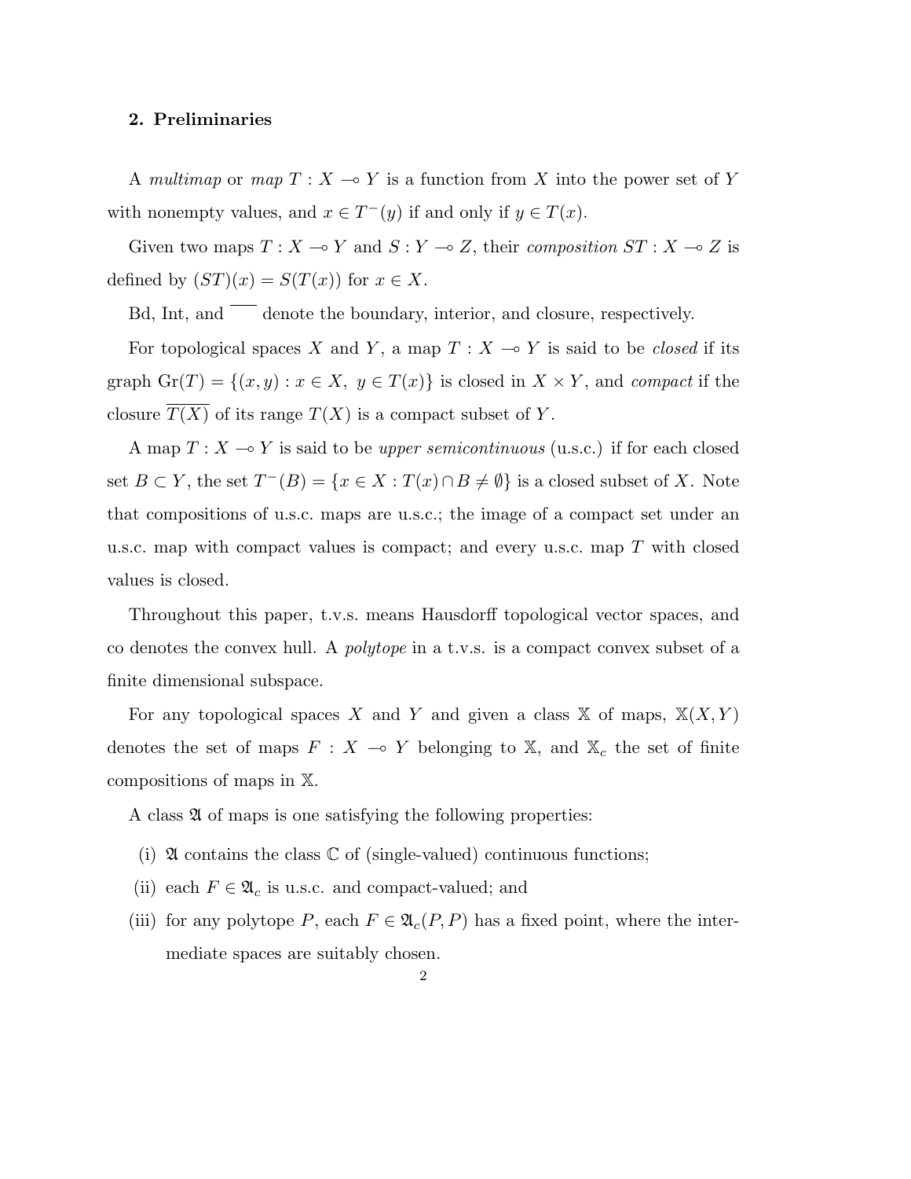## 2. Preliminaries

A *multimap* or *map* $T : X \multimap Y$ is a function from $X$ into the power set of $Y$ with nonempty values, and $x \in T^-(y)$ if and only if $y \in T(x)$.

Given two maps $T : X \multimap Y$ and $S : Y \multimap Z$, their *composition* $ST : X \multimap Z$ is defined by $(ST)(x) = S(T(x))$ for $x \in X$.

Bd, Int, and $\overline{\quad}$ denote the boundary, interior, and closure, respectively.

For topological spaces $X$ and $Y$, a map $T : X \multimap Y$ is said to be *closed* if its graph $\mathrm{Gr}(T) = \{(x, y) : x \in X,\ y \in T(x)\}$ is closed in $X \times Y$, and *compact* if the closure $\overline{T(X)}$ of its range $T(X)$ is a compact subset of $Y$.

A map $T : X \multimap Y$ is said to be *upper semicontinuous* (u.s.c.) if for each closed set $B \subset Y$, the set $T^-(B) = \{x \in X : T(x) \cap B \neq \emptyset\}$ is a closed subset of $X$. Note that compositions of u.s.c. maps are u.s.c.; the image of a compact set under an u.s.c. map with compact values is compact; and every u.s.c. map $T$ with closed values is closed.

Throughout this paper, t.v.s. means Hausdorff topological vector spaces, and co denotes the convex hull. A *polytope* in a t.v.s. is a compact convex subset of a finite dimensional subspace.

For any topological spaces $X$ and $Y$ and given a class $\mathbb{X}$ of maps, $\mathbb{X}(X, Y)$ denotes the set of maps $F : X \multimap Y$ belonging to $\mathbb{X}$, and $\mathbb{X}_c$ the set of finite compositions of maps in $\mathbb{X}$.

A class $\mathfrak{A}$ of maps is one satisfying the following properties:

(i) $\mathfrak{A}$ contains the class $\mathbb{C}$ of (single-valued) continuous functions;

(ii) each $F \in \mathfrak{A}_c$ is u.s.c. and compact-valued; and

(iii) for any polytope $P$, each $F \in \mathfrak{A}_c(P, P)$ has a fixed point, where the intermediate spaces are suitably chosen.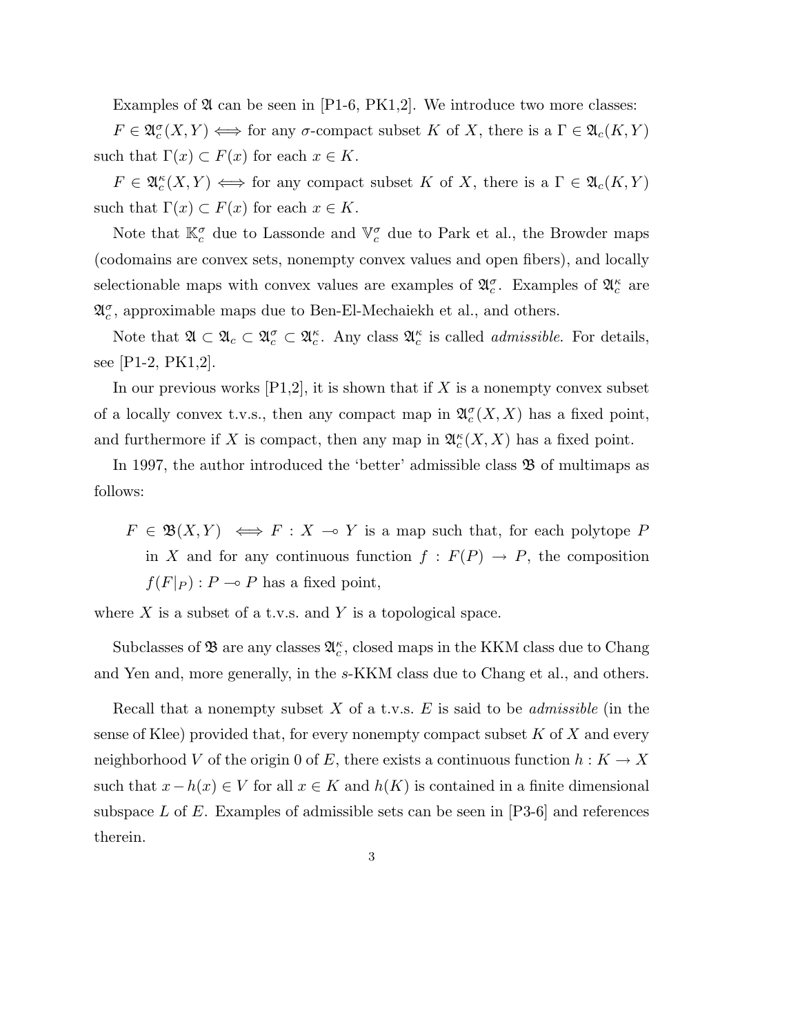Examples of $\mathfrak{A}$ can be seen in [P1-6, PK1,2]. We introduce two more classes:

$F \in \mathfrak{A}_c^\sigma(X,Y) \iff$ for any $\sigma$-compact subset $K$ of $X$, there is a $\Gamma \in \mathfrak{A}_c(K,Y)$ such that $\Gamma(x) \subset F(x)$ for each $x \in K$.

$F \in \mathfrak{A}_c^\kappa(X,Y) \iff$ for any compact subset $K$ of $X$, there is a $\Gamma \in \mathfrak{A}_c(K,Y)$ such that $\Gamma(x) \subset F(x)$ for each $x \in K$.

Note that $\mathbb{K}_c^\sigma$ due to Lassonde and $\mathbb{V}_c^\sigma$ due to Park et al., the Browder maps (codomains are convex sets, nonempty convex values and open fibers), and locally selectionable maps with convex values are examples of $\mathfrak{A}_c^\sigma$. Examples of $\mathfrak{A}_c^\kappa$ are $\mathfrak{A}_c^\sigma$, approximable maps due to Ben-El-Mechaiekh et al., and others.

Note that $\mathfrak{A} \subset \mathfrak{A}_c \subset \mathfrak{A}_c^\sigma \subset \mathfrak{A}_c^\kappa$. Any class $\mathfrak{A}_c^\kappa$ is called *admissible*. For details, see [P1-2, PK1,2].

In our previous works [P1,2], it is shown that if $X$ is a nonempty convex subset of a locally convex t.v.s., then any compact map in $\mathfrak{A}_c^\sigma(X,X)$ has a fixed point, and furthermore if $X$ is compact, then any map in $\mathfrak{A}_c^\kappa(X,X)$ has a fixed point.

In 1997, the author introduced the 'better' admissible class $\mathfrak{B}$ of multimaps as follows:

> $F \in \mathfrak{B}(X,Y) \iff F : X \multimap Y$ is a map such that, for each polytope $P$ in $X$ and for any continuous function $f : F(P) \to P$, the composition $f(F|_P) : P \multimap P$ has a fixed point,

where $X$ is a subset of a t.v.s. and $Y$ is a topological space.

Subclasses of $\mathfrak{B}$ are any classes $\mathfrak{A}_c^\kappa$, closed maps in the KKM class due to Chang and Yen and, more generally, in the $s$-KKM class due to Chang et al., and others.

Recall that a nonempty subset $X$ of a t.v.s. $E$ is said to be *admissible* (in the sense of Klee) provided that, for every nonempty compact subset $K$ of $X$ and every neighborhood $V$ of the origin $0$ of $E$, there exists a continuous function $h : K \to X$ such that $x - h(x) \in V$ for all $x \in K$ and $h(K)$ is contained in a finite dimensional subspace $L$ of $E$. Examples of admissible sets can be seen in [P3-6] and references therein.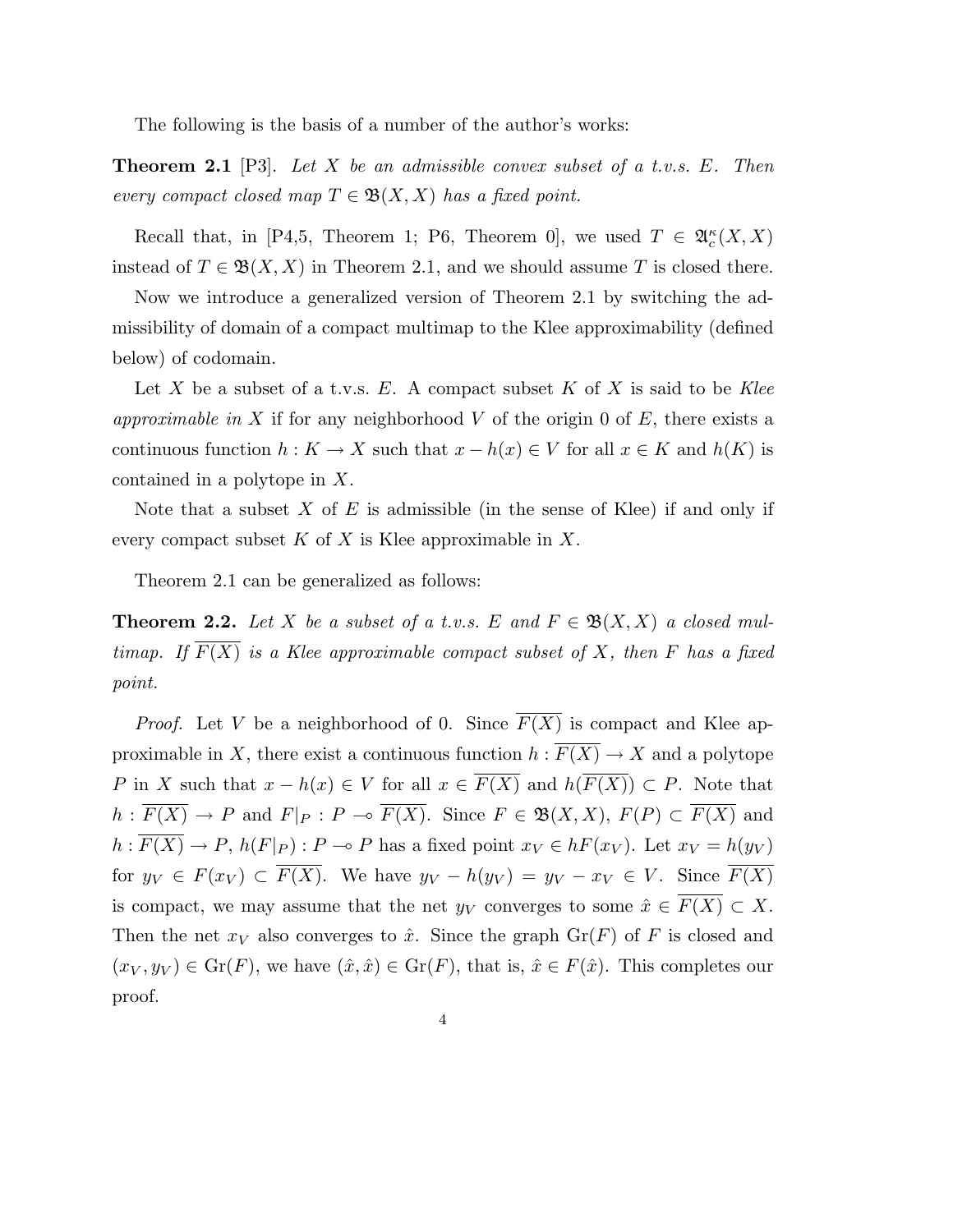The following is the basis of a number of the author's works:

**Theorem 2.1** [P3]. *Let $X$ be an admissible convex subset of a t.v.s. $E$. Then every compact closed map $T \in \mathfrak{B}(X, X)$ has a fixed point.*

Recall that, in [P4,5, Theorem 1; P6, Theorem 0], we used $T \in \mathfrak{A}_c^\kappa(X, X)$ instead of $T \in \mathfrak{B}(X, X)$ in Theorem 2.1, and we should assume $T$ is closed there.

Now we introduce a generalized version of Theorem 2.1 by switching the admissibility of domain of a compact multimap to the Klee approximability (defined below) of codomain.

Let $X$ be a subset of a t.v.s. $E$. A compact subset $K$ of $X$ is said to be *Klee approximable in* $X$ if for any neighborhood $V$ of the origin 0 of $E$, there exists a continuous function $h : K \to X$ such that $x - h(x) \in V$ for all $x \in K$ and $h(K)$ is contained in a polytope in $X$.

Note that a subset $X$ of $E$ is admissible (in the sense of Klee) if and only if every compact subset $K$ of $X$ is Klee approximable in $X$.

Theorem 2.1 can be generalized as follows:

**Theorem 2.2.** *Let $X$ be a subset of a t.v.s. $E$ and $F \in \mathfrak{B}(X, X)$ a closed multimap. If $\overline{F(X)}$ is a Klee approximable compact subset of $X$, then $F$ has a fixed point.*

*Proof.* Let $V$ be a neighborhood of 0. Since $\overline{F(X)}$ is compact and Klee approximable in $X$, there exist a continuous function $h : \overline{F(X)} \to X$ and a polytope $P$ in $X$ such that $x - h(x) \in V$ for all $x \in \overline{F(X)}$ and $h(\overline{F(X)}) \subset P$. Note that $h : \overline{F(X)} \to P$ and $F|_P : P \multimap \overline{F(X)}$. Since $F \in \mathfrak{B}(X, X)$, $F(P) \subset \overline{F(X)}$ and $h : \overline{F(X)} \to P$, $h(F|_P) : P \multimap P$ has a fixed point $x_V \in hF(x_V)$. Let $x_V = h(y_V)$ for $y_V \in F(x_V) \subset \overline{F(X)}$. We have $y_V - h(y_V) = y_V - x_V \in V$. Since $\overline{F(X)}$ is compact, we may assume that the net $y_V$ converges to some $\hat{x} \in \overline{F(X)} \subset X$. Then the net $x_V$ also converges to $\hat{x}$. Since the graph $\mathrm{Gr}(F)$ of $F$ is closed and $(x_V, y_V) \in \mathrm{Gr}(F)$, we have $(\hat{x}, \hat{x}) \in \mathrm{Gr}(F)$, that is, $\hat{x} \in F(\hat{x})$. This completes our proof.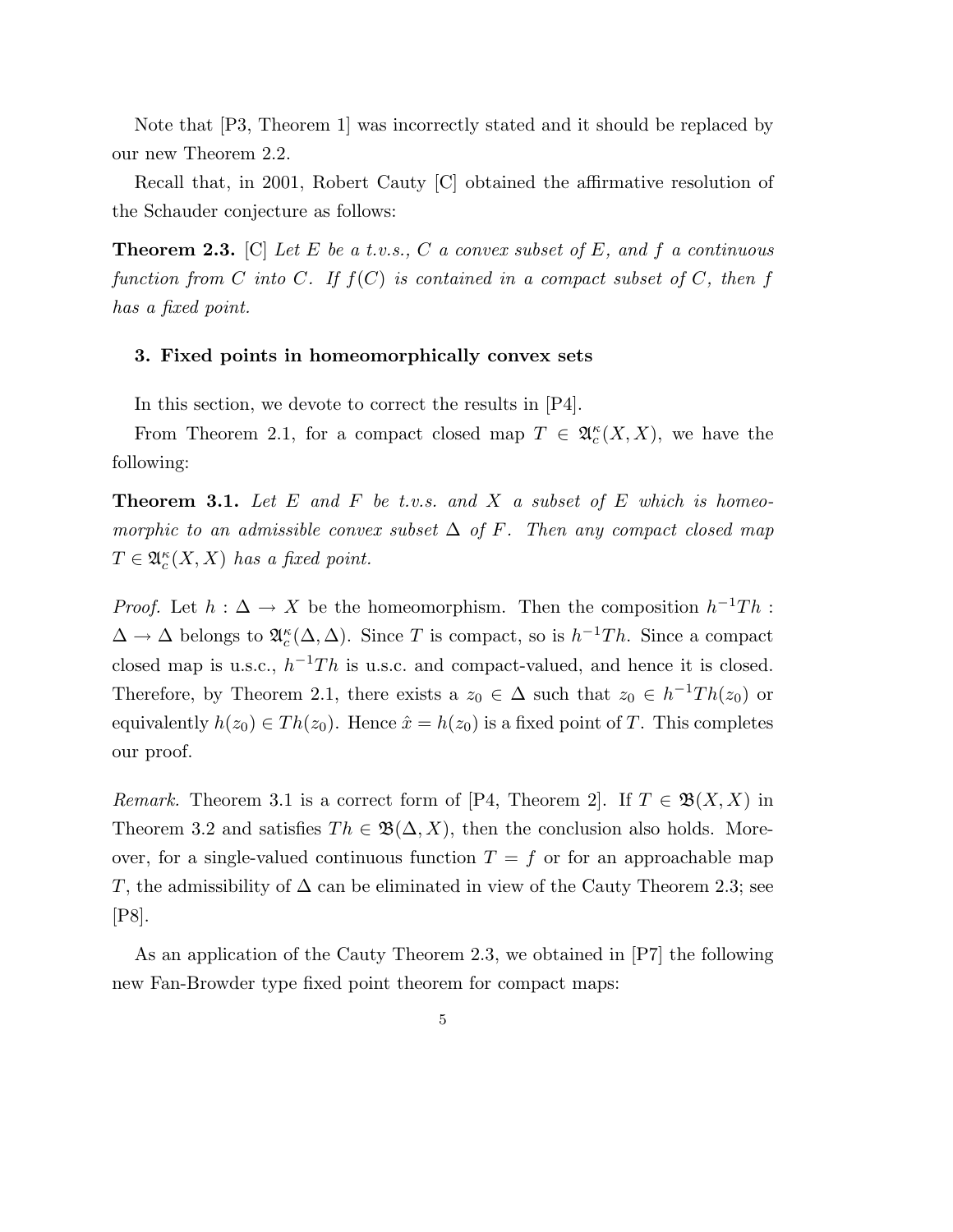Note that [P3, Theorem 1] was incorrectly stated and it should be replaced by our new Theorem 2.2.

Recall that, in 2001, Robert Cauty [C] obtained the affirmative resolution of the Schauder conjecture as follows:

**Theorem 2.3.** [C] *Let $E$ be a t.v.s., $C$ a convex subset of $E$, and $f$ a continuous function from $C$ into $C$. If $f(C)$ is contained in a compact subset of $C$, then $f$ has a fixed point.*

### 3. Fixed points in homeomorphically convex sets

In this section, we devote to correct the results in [P4].

From Theorem 2.1, for a compact closed map $T \in \mathfrak{A}_c^\kappa(X, X)$, we have the following:

**Theorem 3.1.** *Let $E$ and $F$ be t.v.s. and $X$ a subset of $E$ which is homeomorphic to an admissible convex subset $\Delta$ of $F$. Then any compact closed map $T \in \mathfrak{A}_c^\kappa(X, X)$ has a fixed point.*

*Proof.* Let $h : \Delta \to X$ be the homeomorphism. Then the composition $h^{-1}Th : \Delta \to \Delta$ belongs to $\mathfrak{A}_c^\kappa(\Delta, \Delta)$. Since $T$ is compact, so is $h^{-1}Th$. Since a compact closed map is u.s.c., $h^{-1}Th$ is u.s.c. and compact-valued, and hence it is closed. Therefore, by Theorem 2.1, there exists a $z_0 \in \Delta$ such that $z_0 \in h^{-1}Th(z_0)$ or equivalently $h(z_0) \in Th(z_0)$. Hence $\hat{x} = h(z_0)$ is a fixed point of $T$. This completes our proof.

*Remark.* Theorem 3.1 is a correct form of [P4, Theorem 2]. If $T \in \mathfrak{B}(X, X)$ in Theorem 3.2 and satisfies $Th \in \mathfrak{B}(\Delta, X)$, then the conclusion also holds. Moreover, for a single-valued continuous function $T = f$ or for an approachable map $T$, the admissibility of $\Delta$ can be eliminated in view of the Cauty Theorem 2.3; see [P8].

As an application of the Cauty Theorem 2.3, we obtained in [P7] the following new Fan-Browder type fixed point theorem for compact maps: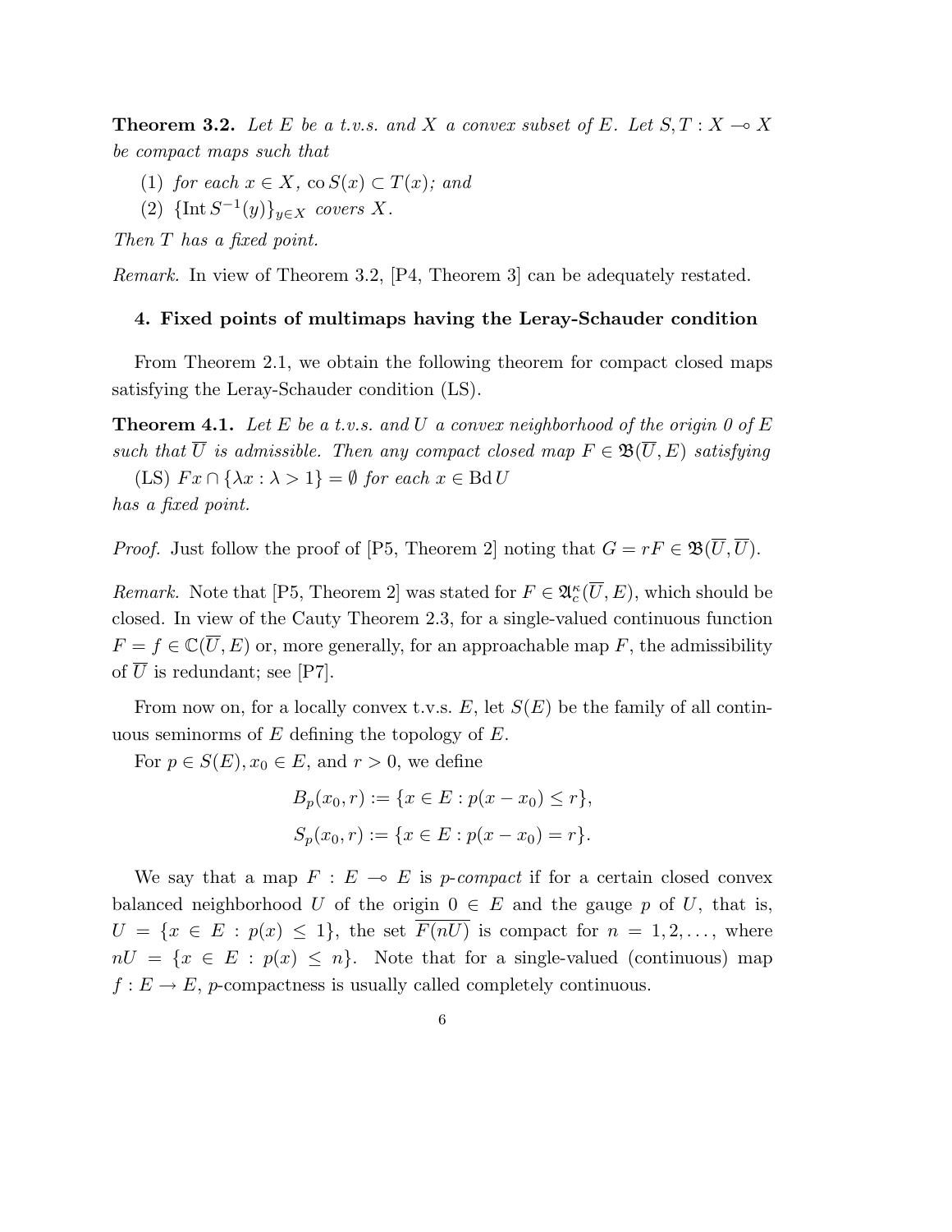**Theorem 3.2.** *Let $E$ be a t.v.s. and $X$ a convex subset of $E$. Let $S, T : X \multimap X$ be compact maps such that*

1. *for each $x \in X$, $\operatorname{co} S(x) \subset T(x)$; and*
2. *$\{\operatorname{Int} S^{-1}(y)\}_{y \in X}$ covers $X$.*

*Then $T$ has a fixed point.*

*Remark.* In view of Theorem 3.2, [P4, Theorem 3] can be adequately restated.

## 4. Fixed points of multimaps having the Leray-Schauder condition

From Theorem 2.1, we obtain the following theorem for compact closed maps satisfying the Leray-Schauder condition (LS).

**Theorem 4.1.** *Let $E$ be a t.v.s. and $U$ a convex neighborhood of the origin 0 of $E$ such that $\overline{U}$ is admissible. Then any compact closed map $F \in \mathfrak{B}(\overline{U}, E)$ satisfying*

(LS) *$Fx \cap \{\lambda x : \lambda > 1\} = \emptyset$ for each $x \in \operatorname{Bd} U$*

*has a fixed point.*

*Proof.* Just follow the proof of [P5, Theorem 2] noting that $G = rF \in \mathfrak{B}(\overline{U}, \overline{U})$.

*Remark.* Note that [P5, Theorem 2] was stated for $F \in \mathfrak{A}_c^{\kappa}(\overline{U}, E)$, which should be closed. In view of the Cauty Theorem 2.3, for a single-valued continuous function $F = f \in \mathbb{C}(\overline{U}, E)$ or, more generally, for an approachable map $F$, the admissibility of $\overline{U}$ is redundant; see [P7].

From now on, for a locally convex t.v.s. $E$, let $S(E)$ be the family of all continuous seminorms of $E$ defining the topology of $E$.

For $p \in S(E), x_0 \in E$, and $r > 0$, we define

$$B_p(x_0, r) := \{x \in E : p(x - x_0) \leq r\},$$

$$S_p(x_0, r) := \{x \in E : p(x - x_0) = r\}.$$

We say that a map $F : E \multimap E$ is *p-compact* if for a certain closed convex balanced neighborhood $U$ of the origin $0 \in E$ and the gauge $p$ of $U$, that is, $U = \{x \in E : p(x) \leq 1\}$, the set $\overline{F(nU)}$ is compact for $n = 1, 2, \ldots,$ where $nU = \{x \in E : p(x) \leq n\}$. Note that for a single-valued (continuous) map $f : E \to E$, $p$-compactness is usually called completely continuous.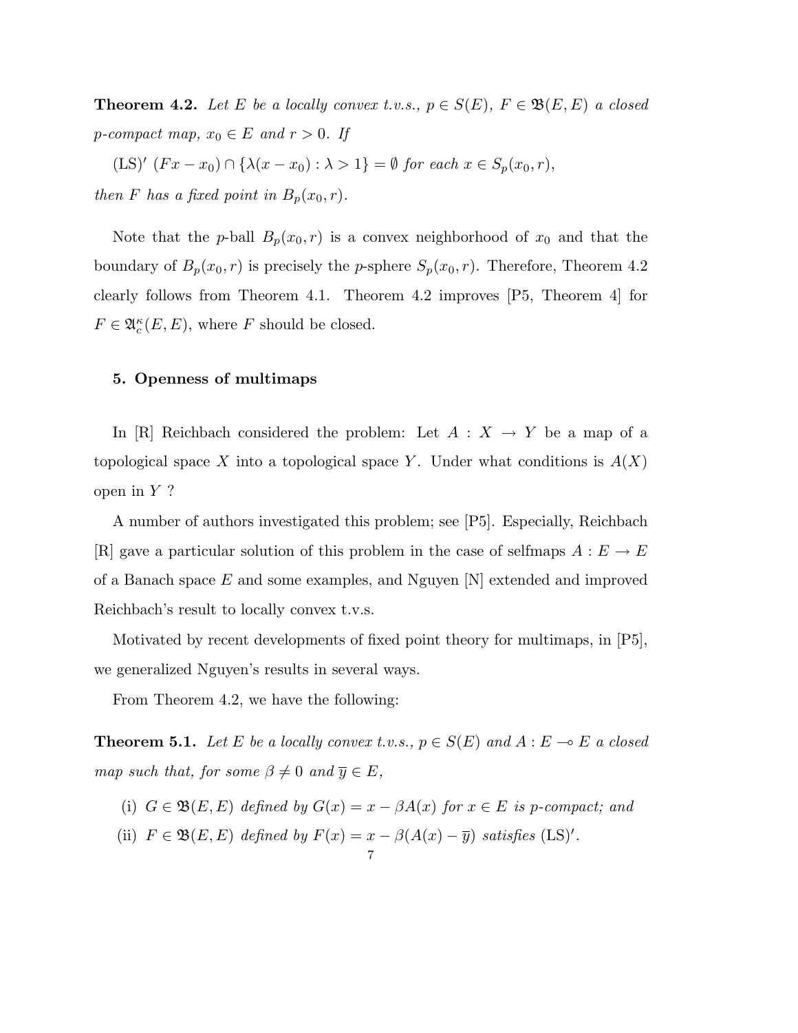**Theorem 4.2.** *Let $E$ be a locally convex t.v.s., $p \in S(E)$, $F \in \mathfrak{B}(E, E)$ a closed $p$-compact map, $x_0 \in E$ and $r > 0$. If*

$$(\mathrm{LS})' \ (Fx - x_0) \cap \{\lambda(x - x_0) : \lambda > 1\} = \emptyset \text{ for each } x \in S_p(x_0, r),$$

*then $F$ has a fixed point in $B_p(x_0, r)$.*

Note that the $p$-ball $B_p(x_0, r)$ is a convex neighborhood of $x_0$ and that the boundary of $B_p(x_0, r)$ is precisely the $p$-sphere $S_p(x_0, r)$. Therefore, Theorem 4.2 clearly follows from Theorem 4.1. Theorem 4.2 improves [P5, Theorem 4] for $F \in \mathfrak{A}_c^\kappa(E, E)$, where $F$ should be closed.

## 5. Openness of multimaps

In [R] Reichbach considered the problem: Let $A : X \to Y$ be a map of a topological space $X$ into a topological space $Y$. Under what conditions is $A(X)$ open in $Y$ ?

A number of authors investigated this problem; see [P5]. Especially, Reichbach [R] gave a particular solution of this problem in the case of selfmaps $A : E \to E$ of a Banach space $E$ and some examples, and Nguyen [N] extended and improved Reichbach's result to locally convex t.v.s.

Motivated by recent developments of fixed point theory for multimaps, in [P5], we generalized Nguyen's results in several ways.

From Theorem 4.2, we have the following:

**Theorem 5.1.** *Let $E$ be a locally convex t.v.s., $p \in S(E)$ and $A : E \multimap E$ a closed map such that, for some $\beta \neq 0$ and $\overline{y} \in E$,*

(i) *$G \in \mathfrak{B}(E, E)$ defined by $G(x) = x - \beta A(x)$ for $x \in E$ is $p$-compact; and*

(ii) *$F \in \mathfrak{B}(E, E)$ defined by $F(x) = x - \beta(A(x) - \overline{y})$ satisfies $(\mathrm{LS})'$.*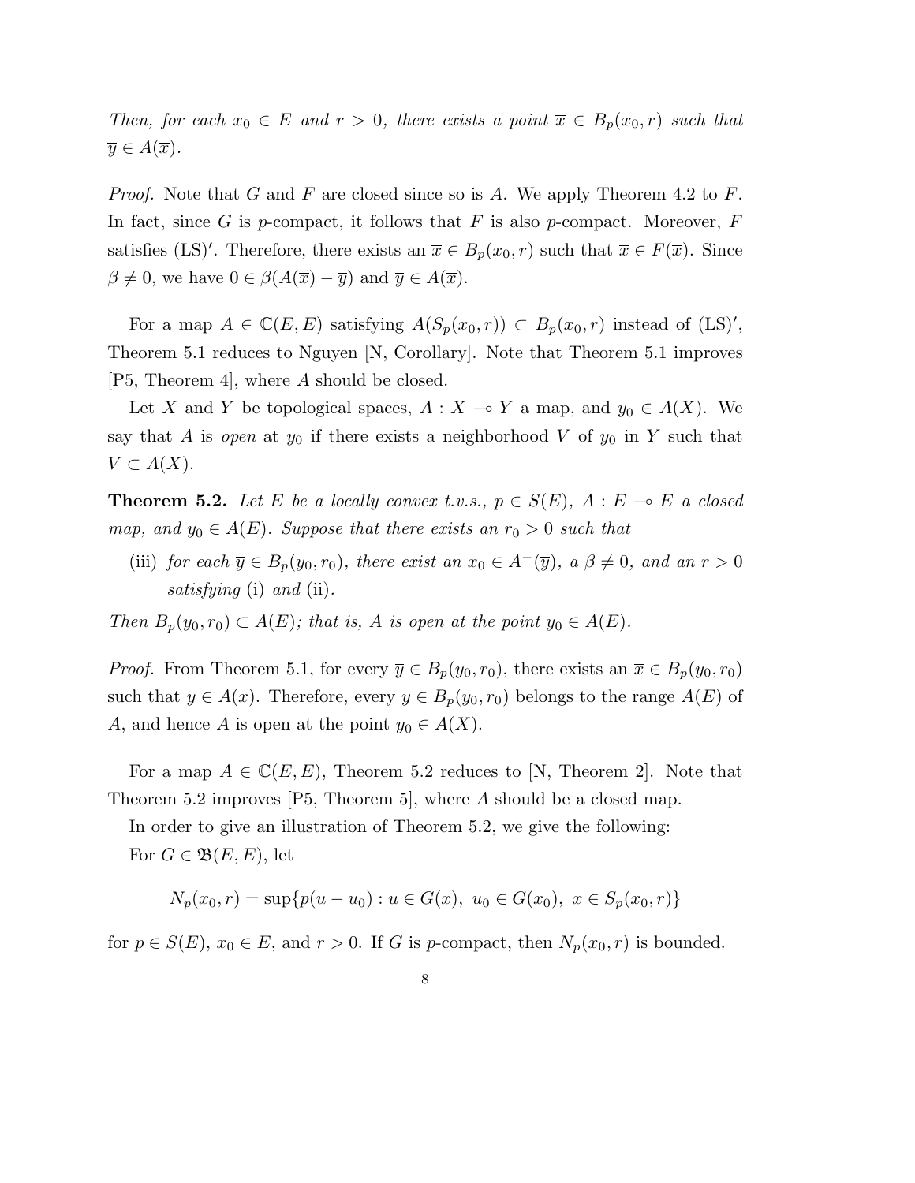*Then, for each $x_0 \in E$ and $r > 0$, there exists a point $\overline{x} \in B_p(x_0, r)$ such that $\overline{y} \in A(\overline{x})$.*

*Proof.* Note that $G$ and $F$ are closed since so is $A$. We apply Theorem 4.2 to $F$. In fact, since $G$ is $p$-compact, it follows that $F$ is also $p$-compact. Moreover, $F$ satisfies (LS)$'$. Therefore, there exists an $\overline{x} \in B_p(x_0, r)$ such that $\overline{x} \in F(\overline{x})$. Since $\beta \neq 0$, we have $0 \in \beta(A(\overline{x}) - \overline{y})$ and $\overline{y} \in A(\overline{x})$.

For a map $A \in \mathbb{C}(E, E)$ satisfying $A(S_p(x_0, r)) \subset B_p(x_0, r)$ instead of (LS)$'$, Theorem 5.1 reduces to Nguyen [N, Corollary]. Note that Theorem 5.1 improves [P5, Theorem 4], where $A$ should be closed.

Let $X$ and $Y$ be topological spaces, $A : X \multimap Y$ a map, and $y_0 \in A(X)$. We say that $A$ is *open* at $y_0$ if there exists a neighborhood $V$ of $y_0$ in $Y$ such that $V \subset A(X)$.

**Theorem 5.2.** *Let $E$ be a locally convex t.v.s., $p \in S(E)$, $A : E \multimap E$ a closed map, and $y_0 \in A(E)$. Suppose that there exists an $r_0 > 0$ such that*

- (iii) *for each $\overline{y} \in B_p(y_0, r_0)$, there exist an $x_0 \in A^{-}(\overline{y})$, a $\beta \neq 0$, and an $r > 0$ satisfying* (i) *and* (ii)*.*

*Then $B_p(y_0, r_0) \subset A(E)$; that is, $A$ is open at the point $y_0 \in A(E)$.*

*Proof.* From Theorem 5.1, for every $\overline{y} \in B_p(y_0, r_0)$, there exists an $\overline{x} \in B_p(y_0, r_0)$ such that $\overline{y} \in A(\overline{x})$. Therefore, every $\overline{y} \in B_p(y_0, r_0)$ belongs to the range $A(E)$ of $A$, and hence $A$ is open at the point $y_0 \in A(X)$.

For a map $A \in \mathbb{C}(E, E)$, Theorem 5.2 reduces to [N, Theorem 2]. Note that Theorem 5.2 improves [P5, Theorem 5], where $A$ should be a closed map.

In order to give an illustration of Theorem 5.2, we give the following:

For $G \in \mathfrak{B}(E, E)$, let

$$N_p(x_0, r) = \sup\{p(u - u_0) : u \in G(x),\ u_0 \in G(x_0),\ x \in S_p(x_0, r)\}$$

for $p \in S(E)$, $x_0 \in E$, and $r > 0$. If $G$ is $p$-compact, then $N_p(x_0, r)$ is bounded.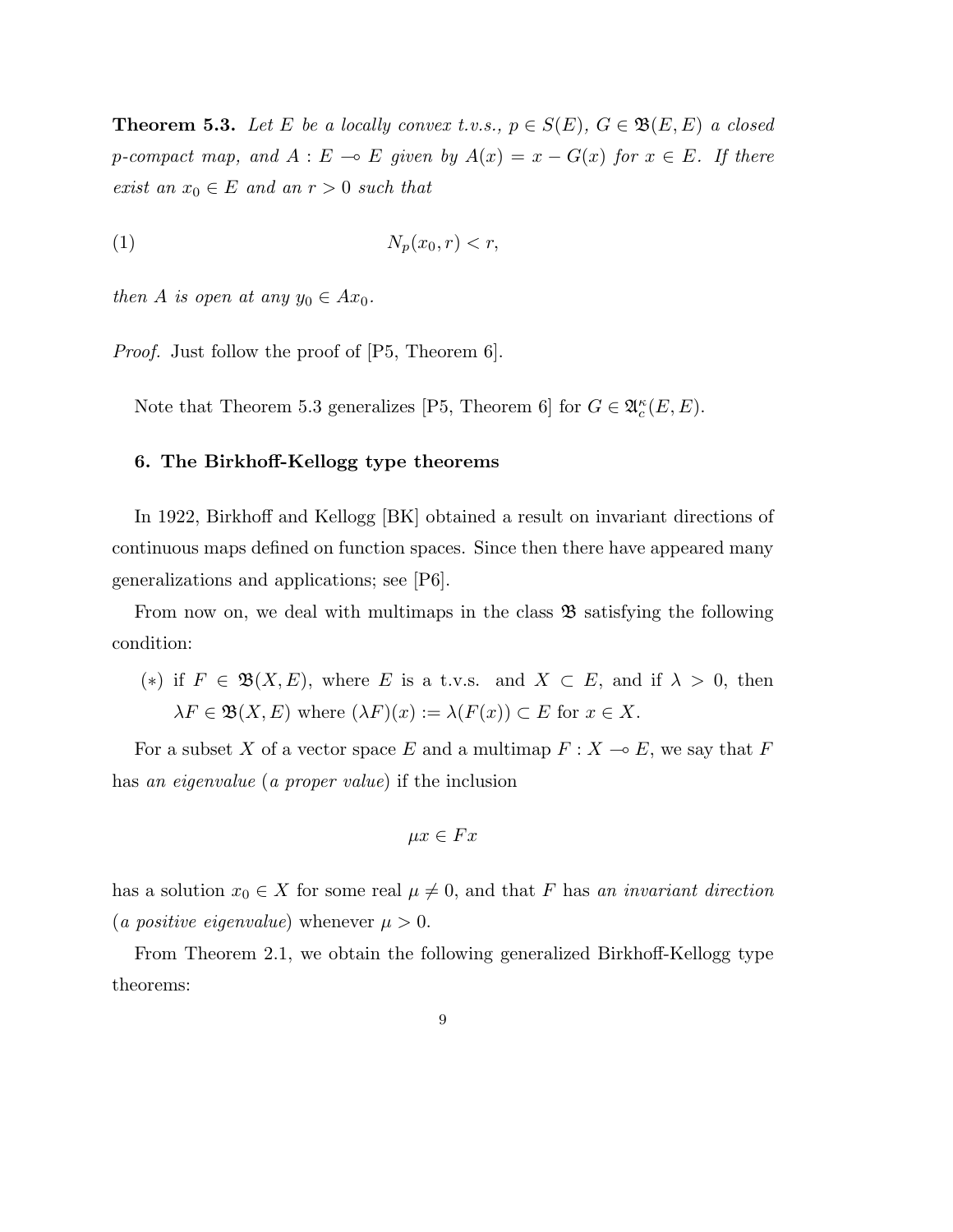**Theorem 5.3.** *Let $E$ be a locally convex t.v.s., $p \in S(E)$, $G \in \mathfrak{B}(E,E)$ a closed $p$-compact map, and $A : E \multimap E$ given by $A(x) = x - G(x)$ for $x \in E$. If there exist an $x_0 \in E$ and an $r > 0$ such that*

$$N_p(x_0, r) < r, \tag{1}$$

*then $A$ is open at any $y_0 \in Ax_0$.*

*Proof.* Just follow the proof of [P5, Theorem 6].

Note that Theorem 5.3 generalizes [P5, Theorem 6] for $G \in \mathfrak{A}_c^{\kappa}(E,E)$.

## 6. The Birkhoff-Kellogg type theorems

In 1922, Birkhoff and Kellogg [BK] obtained a result on invariant directions of continuous maps defined on function spaces. Since then there have appeared many generalizations and applications; see [P6].

From now on, we deal with multimaps in the class $\mathfrak{B}$ satisfying the following condition:

($*$) if $F \in \mathfrak{B}(X,E)$, where $E$ is a t.v.s. and $X \subset E$, and if $\lambda > 0$, then $\lambda F \in \mathfrak{B}(X,E)$ where $(\lambda F)(x) := \lambda(F(x)) \subset E$ for $x \in X$.

For a subset $X$ of a vector space $E$ and a multimap $F : X \multimap E$, we say that $F$ has *an eigenvalue* (*a proper value*) if the inclusion

$$\mu x \in Fx$$

has a solution $x_0 \in X$ for some real $\mu \neq 0$, and that $F$ has *an invariant direction* (*a positive eigenvalue*) whenever $\mu > 0$.

From Theorem 2.1, we obtain the following generalized Birkhoff-Kellogg type theorems: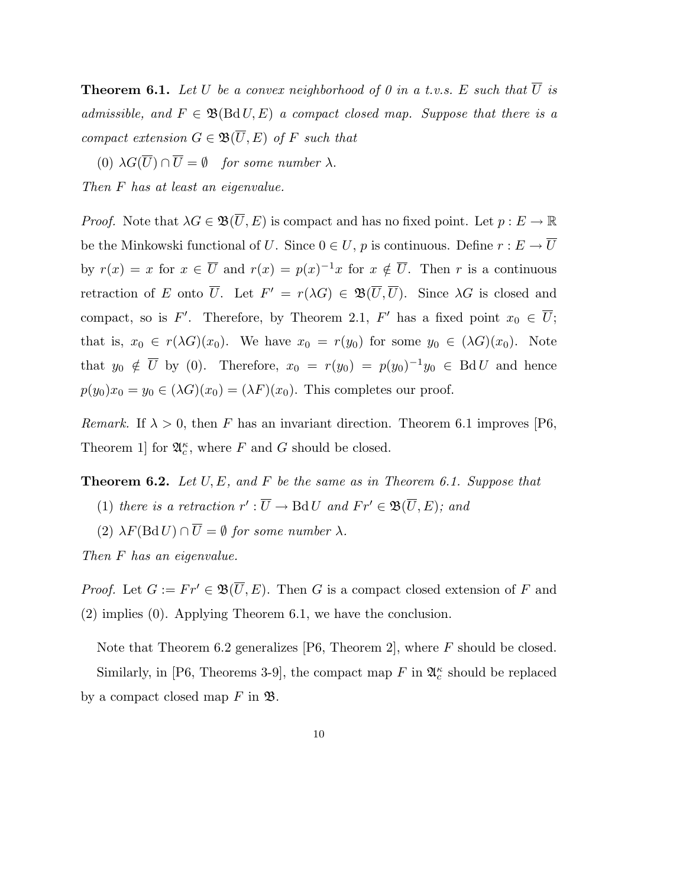**Theorem 6.1.** *Let $U$ be a convex neighborhood of 0 in a t.v.s. $E$ such that $\overline{U}$ is admissible, and $F \in \mathfrak{B}(\operatorname{Bd} U, E)$ a compact closed map. Suppose that there is a compact extension $G \in \mathfrak{B}(\overline{U}, E)$ of $F$ such that*

(0) $\lambda G(\overline{U}) \cap \overline{U} = \emptyset$ *for some number $\lambda$.*

*Then $F$ has at least an eigenvalue.*

*Proof.* Note that $\lambda G \in \mathfrak{B}(\overline{U}, E)$ is compact and has no fixed point. Let $p : E \to \mathbb{R}$ be the Minkowski functional of $U$. Since $0 \in U$, $p$ is continuous. Define $r : E \to \overline{U}$ by $r(x) = x$ for $x \in \overline{U}$ and $r(x) = p(x)^{-1}x$ for $x \notin \overline{U}$. Then $r$ is a continuous retraction of $E$ onto $\overline{U}$. Let $F' = r(\lambda G) \in \mathfrak{B}(\overline{U}, \overline{U})$. Since $\lambda G$ is closed and compact, so is $F'$. Therefore, by Theorem 2.1, $F'$ has a fixed point $x_0 \in \overline{U}$; that is, $x_0 \in r(\lambda G)(x_0)$. We have $x_0 = r(y_0)$ for some $y_0 \in (\lambda G)(x_0)$. Note that $y_0 \notin \overline{U}$ by (0). Therefore, $x_0 = r(y_0) = p(y_0)^{-1}y_0 \in \operatorname{Bd} U$ and hence $p(y_0)x_0 = y_0 \in (\lambda G)(x_0) = (\lambda F)(x_0)$. This completes our proof.

*Remark.* If $\lambda > 0$, then $F$ has an invariant direction. Theorem 6.1 improves [P6, Theorem 1] for $\mathfrak{A}_c^\kappa$, where $F$ and $G$ should be closed.

**Theorem 6.2.** *Let $U, E$, and $F$ be the same as in Theorem 6.1. Suppose that*

(1) *there is a retraction $r' : \overline{U} \to \operatorname{Bd} U$ and $Fr' \in \mathfrak{B}(\overline{U}, E)$; and*

(2) *$\lambda F(\operatorname{Bd} U) \cap \overline{U} = \emptyset$ for some number $\lambda$.*

*Then $F$ has an eigenvalue.*

*Proof.* Let $G := Fr' \in \mathfrak{B}(\overline{U}, E)$. Then $G$ is a compact closed extension of $F$ and (2) implies (0). Applying Theorem 6.1, we have the conclusion.

Note that Theorem 6.2 generalizes [P6, Theorem 2], where $F$ should be closed.

Similarly, in [P6, Theorems 3-9], the compact map $F$ in $\mathfrak{A}_c^\kappa$ should be replaced by a compact closed map $F$ in $\mathfrak{B}$.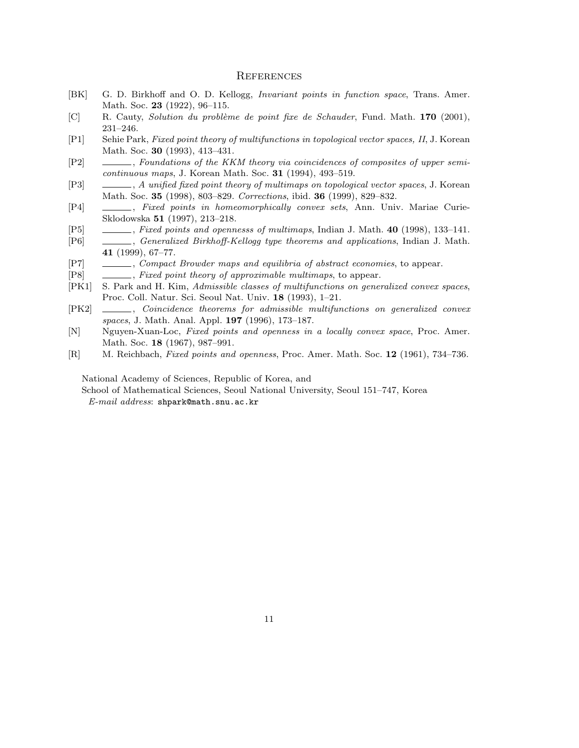## References

[BK] G. D. Birkhoff and O. D. Kellogg, *Invariant points in function space*, Trans. Amer. Math. Soc. **23** (1922), 96–115.

[C] R. Cauty, *Solution du problème de point fixe de Schauder*, Fund. Math. **170** (2001), 231–246.

[P1] Sehie Park, *Fixed point theory of multifunctions in topological vector spaces, II*, J. Korean Math. Soc. **30** (1993), 413–431.

[P2] ______, *Foundations of the KKM theory via coincidences of composites of upper semicontinuous maps*, J. Korean Math. Soc. **31** (1994), 493–519.

[P3] ______, *A unified fixed point theory of multimaps on topological vector spaces*, J. Korean Math. Soc. **35** (1998), 803–829. *Corrections*, ibid. **36** (1999), 829–832.

[P4] ______, *Fixed points in homeomorphically convex sets*, Ann. Univ. Mariae Curie-Sklodowska **51** (1997), 213–218.

[P5] ______, *Fixed points and opennesss of multimaps*, Indian J. Math. **40** (1998), 133–141.

[P6] ______, *Generalized Birkhoff-Kellogg type theorems and applications*, Indian J. Math. **41** (1999), 67–77.

[P7] ______, *Compact Browder maps and equilibria of abstract economies*, to appear.

[P8] ______, *Fixed point theory of approximable multimaps*, to appear.

[PK1] S. Park and H. Kim, *Admissible classes of multifunctions on generalized convex spaces*, Proc. Coll. Natur. Sci. Seoul Nat. Univ. **18** (1993), 1–21.

[PK2] ______, *Coincidence theorems for admissible multifunctions on generalized convex spaces*, J. Math. Anal. Appl. **197** (1996), 173–187.

[N] Nguyen-Xuan-Loc, *Fixed points and openness in a locally convex space*, Proc. Amer. Math. Soc. **18** (1967), 987–991.

[R] M. Reichbach, *Fixed points and openness*, Proc. Amer. Math. Soc. **12** (1961), 734–736.

National Academy of Sciences, Republic of Korea, and
School of Mathematical Sciences, Seoul National University, Seoul 151–747, Korea
*E-mail address*: shpark@math.snu.ac.kr